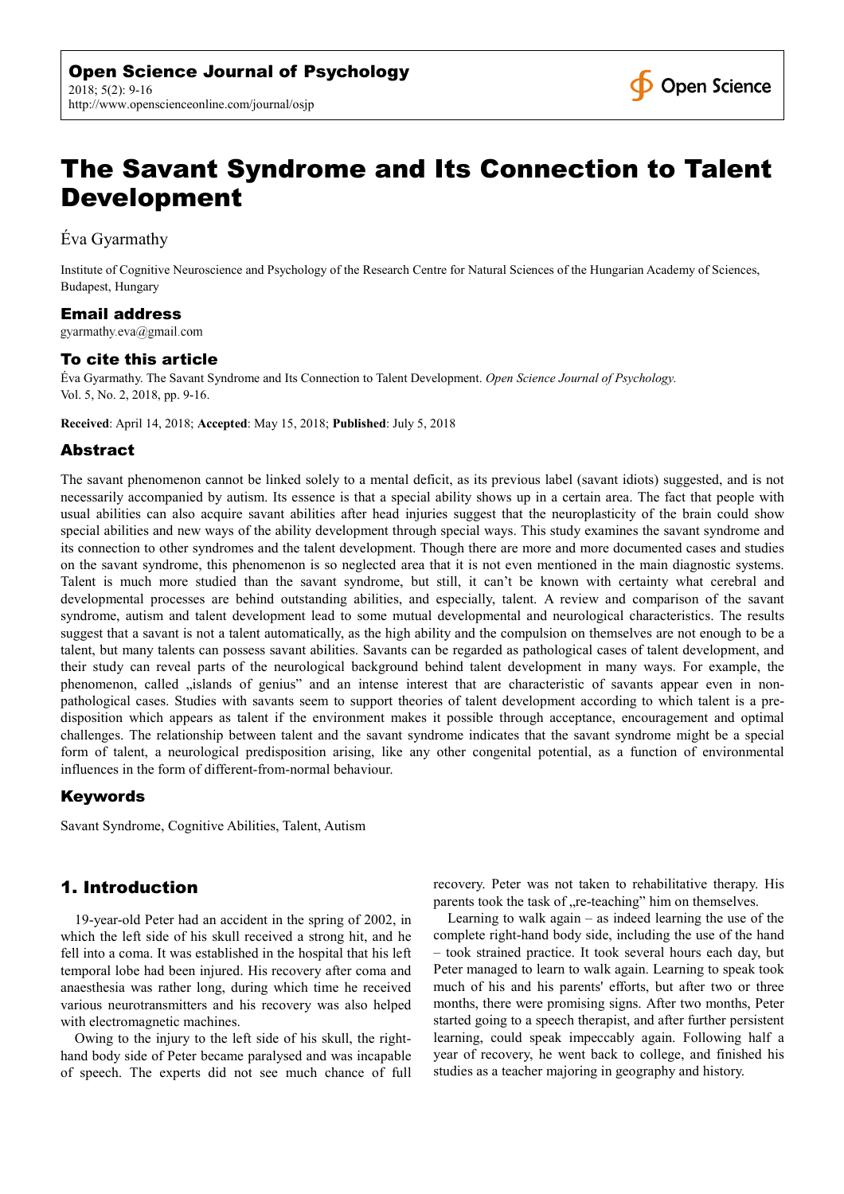# The Savant Syndrome and Its Connection to Talent Development

Éva Gyarmathy

Institute of Cognitive Neuroscience and Psychology of the Research Centre for Natural Sciences of the Hungarian Academy of Sciences, Budapest, Hungary

## Email address

gyarmathy.eva@gmail.com

## To cite this article

Éva Gyarmathy. The Savant Syndrome and Its Connection to Talent Development. *Open Science Journal of Psychology.* Vol. 5, No. 2, 2018, pp. 9-16.

**Received**: April 14, 2018; **Accepted**: May 15, 2018; **Published**: July 5, 2018

## Abstract

The savant phenomenon cannot be linked solely to a mental deficit, as its previous label (savant idiots) suggested, and is not necessarily accompanied by autism. Its essence is that a special ability shows up in a certain area. The fact that people with usual abilities can also acquire savant abilities after head injuries suggest that the neuroplasticity of the brain could show special abilities and new ways of the ability development through special ways. This study examines the savant syndrome and its connection to other syndromes and the talent development. Though there are more and more documented cases and studies on the savant syndrome, this phenomenon is so neglected area that it is not even mentioned in the main diagnostic systems. Talent is much more studied than the savant syndrome, but still, it can't be known with certainty what cerebral and developmental processes are behind outstanding abilities, and especially, talent. A review and comparison of the savant syndrome, autism and talent development lead to some mutual developmental and neurological characteristics. The results suggest that a savant is not a talent automatically, as the high ability and the compulsion on themselves are not enough to be a talent, but many talents can possess savant abilities. Savants can be regarded as pathological cases of talent development, and their study can reveal parts of the neurological background behind talent development in many ways. For example, the phenomenon, called „islands of genius" and an intense interest that are characteristic of savants appear even in non-pathological cases. Studies with savants seem to support theories of talent development according to which talent is a pre-disposition which appears as talent if the environment makes it possible through acceptance, encouragement and optimal challenges. The relationship between talent and the savant syndrome indicates that the savant syndrome might be a special form of talent, a neurological predisposition arising, like any other congenital potential, as a function of environmental influences in the form of different-from-normal behaviour.

## Keywords

Savant Syndrome, Cognitive Abilities, Talent, Autism

## 1. Introduction

19-year-old Peter had an accident in the spring of 2002, in which the left side of his skull received a strong hit, and he fell into a coma. It was established in the hospital that his left temporal lobe had been injured. His recovery after coma and anaesthesia was rather long, during which time he received various neurotransmitters and his recovery was also helped with electromagnetic machines.

Owing to the injury to the left side of his skull, the right-hand body side of Peter became paralysed and was incapable of speech. The experts did not see much chance of full recovery. Peter was not taken to rehabilitative therapy. His parents took the task of „re-teaching" him on themselves.

Learning to walk again – as indeed learning the use of the complete right-hand body side, including the use of the hand – took strained practice. It took several hours each day, but Peter managed to learn to walk again. Learning to speak took much of his and his parents' efforts, but after two or three months, there were promising signs. After two months, Peter started going to a speech therapist, and after further persistent learning, could speak impeccably again. Following half a year of recovery, he went back to college, and finished his studies as a teacher majoring in geography and history.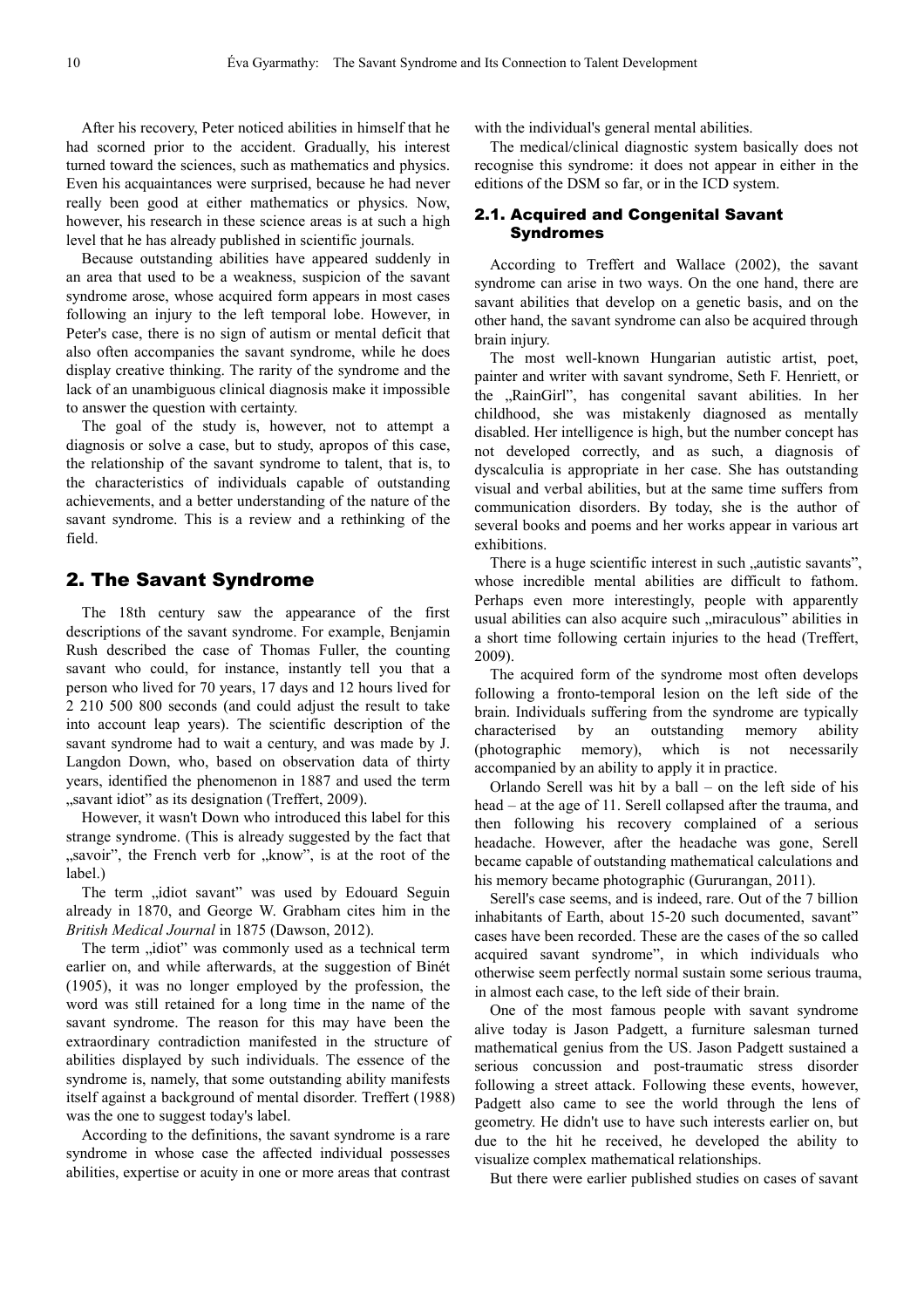After his recovery, Peter noticed abilities in himself that he had scorned prior to the accident. Gradually, his interest turned toward the sciences, such as mathematics and physics. Even his acquaintances were surprised, because he had never really been good at either mathematics or physics. Now, however, his research in these science areas is at such a high level that he has already published in scientific journals.

Because outstanding abilities have appeared suddenly in an area that used to be a weakness, suspicion of the savant syndrome arose, whose acquired form appears in most cases following an injury to the left temporal lobe. However, in Peter's case, there is no sign of autism or mental deficit that also often accompanies the savant syndrome, while he does display creative thinking. The rarity of the syndrome and the lack of an unambiguous clinical diagnosis make it impossible to answer the question with certainty.

The goal of the study is, however, not to attempt a diagnosis or solve a case, but to study, apropos of this case, the relationship of the savant syndrome to talent, that is, to the characteristics of individuals capable of outstanding achievements, and a better understanding of the nature of the savant syndrome. This is a review and a rethinking of the field.

## 2. The Savant Syndrome

The 18th century saw the appearance of the first descriptions of the savant syndrome. For example, Benjamin Rush described the case of Thomas Fuller, the counting savant who could, for instance, instantly tell you that a person who lived for 70 years, 17 days and 12 hours lived for 2 210 500 800 seconds (and could adjust the result to take into account leap years). The scientific description of the savant syndrome had to wait a century, and was made by J. Langdon Down, who, based on observation data of thirty years, identified the phenomenon in 1887 and used the term „savant idiot" as its designation (Treffert, 2009).

However, it wasn't Down who introduced this label for this strange syndrome. (This is already suggested by the fact that „savoir", the French verb for „know", is at the root of the label.)

The term „idiot savant" was used by Edouard Seguin already in 1870, and George W. Grabham cites him in the *British Medical Journal* in 1875 (Dawson, 2012).

The term „idiot" was commonly used as a technical term earlier on, and while afterwards, at the suggestion of Binét (1905), it was no longer employed by the profession, the word was still retained for a long time in the name of the savant syndrome. The reason for this may have been the extraordinary contradiction manifested in the structure of abilities displayed by such individuals. The essence of the syndrome is, namely, that some outstanding ability manifests itself against a background of mental disorder. Treffert (1988) was the one to suggest today's label.

According to the definitions, the savant syndrome is a rare syndrome in whose case the affected individual possesses abilities, expertise or acuity in one or more areas that contrast with the individual's general mental abilities.

The medical/clinical diagnostic system basically does not recognise this syndrome: it does not appear in either in the editions of the DSM so far, or in the ICD system.

### 2.1. Acquired and Congenital Savant Syndromes

According to Treffert and Wallace (2002), the savant syndrome can arise in two ways. On the one hand, there are savant abilities that develop on a genetic basis, and on the other hand, the savant syndrome can also be acquired through brain injury.

The most well-known Hungarian autistic artist, poet, painter and writer with savant syndrome, Seth F. Henriett, or the „RainGirl", has congenital savant abilities. In her childhood, she was mistakenly diagnosed as mentally disabled. Her intelligence is high, but the number concept has not developed correctly, and as such, a diagnosis of dyscalculia is appropriate in her case. She has outstanding visual and verbal abilities, but at the same time suffers from communication disorders. By today, she is the author of several books and poems and her works appear in various art exhibitions.

There is a huge scientific interest in such „autistic savants", whose incredible mental abilities are difficult to fathom. Perhaps even more interestingly, people with apparently usual abilities can also acquire such „miraculous" abilities in a short time following certain injuries to the head (Treffert, 2009).

The acquired form of the syndrome most often develops following a fronto-temporal lesion on the left side of the brain. Individuals suffering from the syndrome are typically characterised by an outstanding memory ability (photographic memory), which is not necessarily accompanied by an ability to apply it in practice.

Orlando Serell was hit by a ball – on the left side of his head – at the age of 11. Serell collapsed after the trauma, and then following his recovery complained of a serious headache. However, after the headache was gone, Serell became capable of outstanding mathematical calculations and his memory became photographic (Gururangan, 2011).

Serell's case seems, and is indeed, rare. Out of the 7 billion inhabitants of Earth, about 15-20 such documented, savant" cases have been recorded. These are the cases of the so called acquired savant syndrome", in which individuals who otherwise seem perfectly normal sustain some serious trauma, in almost each case, to the left side of their brain.

One of the most famous people with savant syndrome alive today is Jason Padgett, a furniture salesman turned mathematical genius from the US. Jason Padgett sustained a serious concussion and post-traumatic stress disorder following a street attack. Following these events, however, Padgett also came to see the world through the lens of geometry. He didn't use to have such interests earlier on, but due to the hit he received, he developed the ability to visualize complex mathematical relationships.

But there were earlier published studies on cases of savant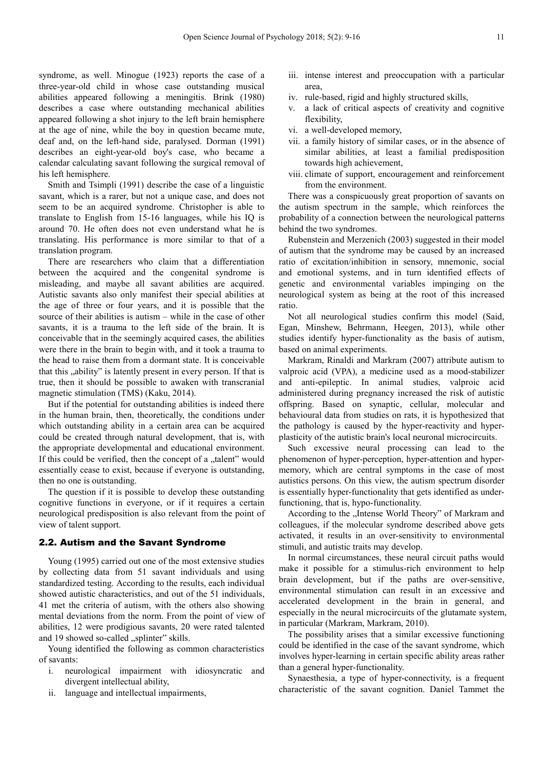syndrome, as well. Minogue (1923) reports the case of a three-year-old child in whose case outstanding musical abilities appeared following a meningitis. Brink (1980) describes a case where outstanding mechanical abilities appeared following a shot injury to the left brain hemisphere at the age of nine, while the boy in question became mute, deaf and, on the left-hand side, paralysed. Dorman (1991) describes an eight-year-old boy's case, who became a calendar calculating savant following the surgical removal of his left hemisphere.

Smith and Tsimpli (1991) describe the case of a linguistic savant, which is a rarer, but not a unique case, and does not seem to be an acquired syndrome. Christopher is able to translate to English from 15-16 languages, while his IQ is around 70. He often does not even understand what he is translating. His performance is more similar to that of a translation program.

There are researchers who claim that a differentiation between the acquired and the congenital syndrome is misleading, and maybe all savant abilities are acquired. Autistic savants also only manifest their special abilities at the age of three or four years, and it is possible that the source of their abilities is autism – while in the case of other savants, it is a trauma to the left side of the brain. It is conceivable that in the seemingly acquired cases, the abilities were there in the brain to begin with, and it took a trauma to the head to raise them from a dormant state. It is conceivable that this „ability" is latently present in every person. If that is true, then it should be possible to awaken with transcranial magnetic stimulation (TMS) (Kaku, 2014).

But if the potential for outstanding abilities is indeed there in the human brain, then, theoretically, the conditions under which outstanding ability in a certain area can be acquired could be created through natural development, that is, with the appropriate developmental and educational environment. If this could be verified, then the concept of a „talent" would essentially cease to exist, because if everyone is outstanding, then no one is outstanding.

The question if it is possible to develop these outstanding cognitive functions in everyone, or if it requires a certain neurological predisposition is also relevant from the point of view of talent support.

## 2.2. Autism and the Savant Syndrome

Young (1995) carried out one of the most extensive studies by collecting data from 51 savant individuals and using standardized testing. According to the results, each individual showed autistic characteristics, and out of the 51 individuals, 41 met the criteria of autism, with the others also showing mental deviations from the norm. From the point of view of abilities, 12 were prodigious savants, 20 were rated talented and 19 showed so-called „splinter" skills.

Young identified the following as common characteristics of savants:

i. neurological impairment with idiosyncratic and divergent intellectual ability,
ii. language and intellectual impairments,
iii. intense interest and preoccupation with a particular area,
iv. rule-based, rigid and highly structured skills,
v. a lack of critical aspects of creativity and cognitive flexibility,
vi. a well-developed memory,
vii. a family history of similar cases, or in the absence of similar abilities, at least a familial predisposition towards high achievement,
viii. climate of support, encouragement and reinforcement from the environment.

There was a conspicuously great proportion of savants on the autism spectrum in the sample, which reinforces the probability of a connection between the neurological patterns behind the two syndromes.

Rubenstein and Merzenich (2003) suggested in their model of autism that the syndrome may be caused by an increased ratio of excitation/inhibition in sensory, mnemonic, social and emotional systems, and in turn identified effects of genetic and environmental variables impinging on the neurological system as being at the root of this increased ratio.

Not all neurological studies confirm this model (Said, Egan, Minshew, Behrmann, Heegen, 2013), while other studies identify hyper-functionality as the basis of autism, based on animal experiments.

Markram, Rinaldi and Markram (2007) attribute autism to valproic acid (VPA), a medicine used as a mood-stabilizer and anti-epileptic. In animal studies, valproic acid administered during pregnancy increased the risk of autistic offspring. Based on synaptic, cellular, molecular and behavioural data from studies on rats, it is hypothesized that the pathology is caused by the hyper-reactivity and hyper-plasticity of the autistic brain's local neuronal microcircuits.

Such excessive neural processing can lead to the phenomenon of hyper-perception, hyper-attention and hyper-memory, which are central symptoms in the case of most autistics persons. On this view, the autism spectrum disorder is essentially hyper-functionality that gets identified as under-functioning, that is, hypo-functionality.

According to the „Intense World Theory" of Markram and colleagues, if the molecular syndrome described above gets activated, it results in an over-sensitivity to environmental stimuli, and autistic traits may develop.

In normal circumstances, these neural circuit paths would make it possible for a stimulus-rich environment to help brain development, but if the paths are over-sensitive, environmental stimulation can result in an excessive and accelerated development in the brain in general, and especially in the neural microcircuits of the glutamate system, in particular (Markram, Markram, 2010).

The possibility arises that a similar excessive functioning could be identified in the case of the savant syndrome, which involves hyper-learning in certain specific ability areas rather than a general hyper-functionality.

Synaesthesia, a type of hyper-connectivity, is a frequent characteristic of the savant cognition. Daniel Tammet the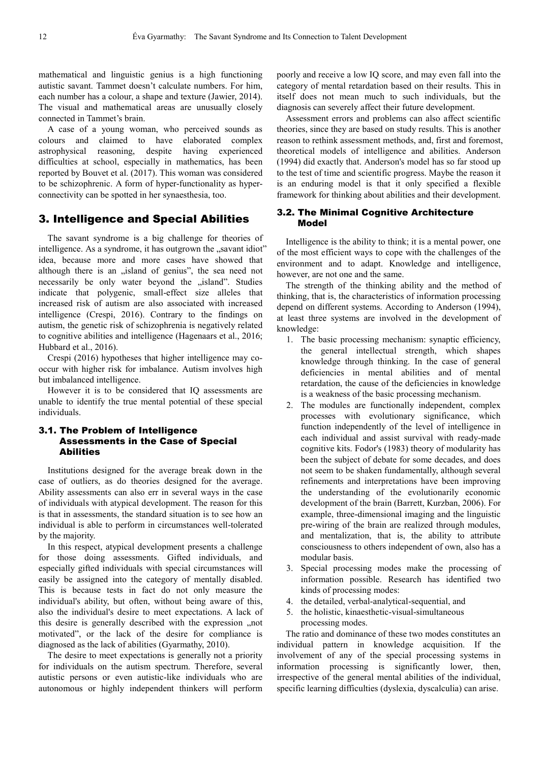mathematical and linguistic genius is a high functioning autistic savant. Tammet doesn't calculate numbers. For him, each number has a colour, a shape and texture (Jawier, 2014). The visual and mathematical areas are unusually closely connected in Tammet's brain.

A case of a young woman, who perceived sounds as colours and claimed to have elaborated complex astrophysical reasoning, despite having experienced difficulties at school, especially in mathematics, has been reported by Bouvet et al. (2017). This woman was considered to be schizophrenic. A form of hyper-functionality as hyper-connectivity can be spotted in her synaesthesia, too.

## 3. Intelligence and Special Abilities

The savant syndrome is a big challenge for theories of intelligence. As a syndrome, it has outgrown the „savant idiot" idea, because more and more cases have showed that although there is an „island of genius", the sea need not necessarily be only water beyond the „island". Studies indicate that polygenic, small-effect size alleles that increased risk of autism are also associated with increased intelligence (Crespi, 2016). Contrary to the findings on autism, the genetic risk of schizophrenia is negatively related to cognitive abilities and intelligence (Hagenaars et al., 2016; Hubbard et al., 2016).

Crespi (2016) hypotheses that higher intelligence may co-occur with higher risk for imbalance. Autism involves high but imbalanced intelligence.

However it is to be considered that IQ assessments are unable to identify the true mental potential of these special individuals.

### 3.1. The Problem of Intelligence Assessments in the Case of Special Abilities

Institutions designed for the average break down in the case of outliers, as do theories designed for the average. Ability assessments can also err in several ways in the case of individuals with atypical development. The reason for this is that in assessments, the standard situation is to see how an individual is able to perform in circumstances well-tolerated by the majority.

In this respect, atypical development presents a challenge for those doing assessments. Gifted individuals, and especially gifted individuals with special circumstances will easily be assigned into the category of mentally disabled. This is because tests in fact do not only measure the individual's ability, but often, without being aware of this, also the individual's desire to meet expectations. A lack of this desire is generally described with the expression „not motivated", or the lack of the desire for compliance is diagnosed as the lack of abilities (Gyarmathy, 2010).

The desire to meet expectations is generally not a priority for individuals on the autism spectrum. Therefore, several autistic persons or even autistic-like individuals who are autonomous or highly independent thinkers will perform poorly and receive a low IQ score, and may even fall into the category of mental retardation based on their results. This in itself does not mean much to such individuals, but the diagnosis can severely affect their future development.

Assessment errors and problems can also affect scientific theories, since they are based on study results. This is another reason to rethink assessment methods, and, first and foremost, theoretical models of intelligence and abilities. Anderson (1994) did exactly that. Anderson's model has so far stood up to the test of time and scientific progress. Maybe the reason it is an enduring model is that it only specified a flexible framework for thinking about abilities and their development.

### 3.2. The Minimal Cognitive Architecture Model

Intelligence is the ability to think; it is a mental power, one of the most efficient ways to cope with the challenges of the environment and to adapt. Knowledge and intelligence, however, are not one and the same.

The strength of the thinking ability and the method of thinking, that is, the characteristics of information processing depend on different systems. According to Anderson (1994), at least three systems are involved in the development of knowledge:

1. The basic processing mechanism: synaptic efficiency, the general intellectual strength, which shapes knowledge through thinking. In the case of general deficiencies in mental abilities and of mental retardation, the cause of the deficiencies in knowledge is a weakness of the basic processing mechanism.
2. The modules are functionally independent, complex processes with evolutionary significance, which function independently of the level of intelligence in each individual and assist survival with ready-made cognitive kits. Fodor's (1983) theory of modularity has been the subject of debate for some decades, and does not seem to be shaken fundamentally, although several refinements and interpretations have been improving the understanding of the evolutionarily economic development of the brain (Barrett, Kurzban, 2006). For example, three-dimensional imaging and the linguistic pre-wiring of the brain are realized through modules, and mentalization, that is, the ability to attribute consciousness to others independent of own, also has a modular basis.
3. Special processing modes make the processing of information possible. Research has identified two kinds of processing modes:
4. the detailed, verbal-analytical-sequential, and
5. the holistic, kinaesthetic-visual-simultaneous processing modes.

The ratio and dominance of these two modes constitutes an individual pattern in knowledge acquisition. If the involvement of any of the special processing systems in information processing is significantly lower, then, irrespective of the general mental abilities of the individual, specific learning difficulties (dyslexia, dyscalculia) can arise.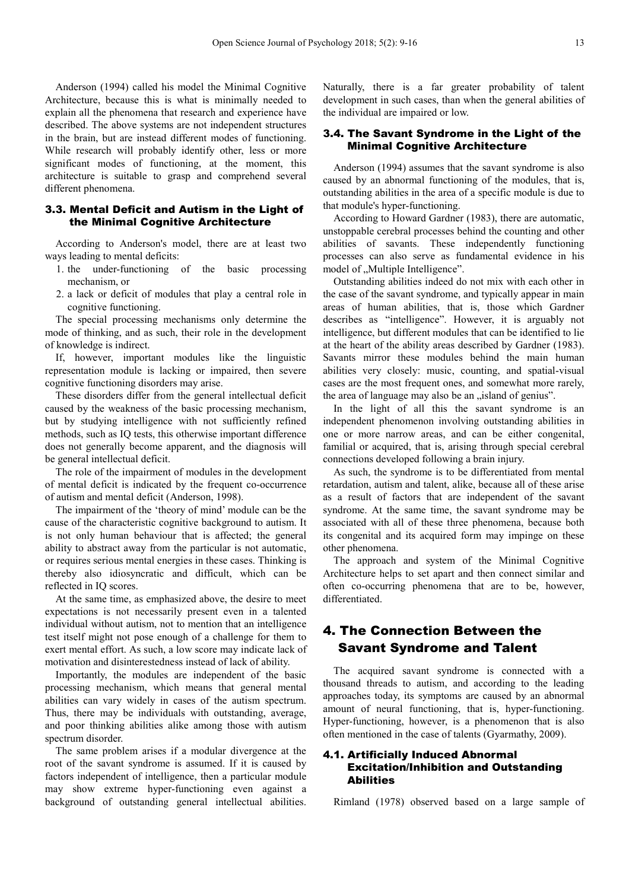Anderson (1994) called his model the Minimal Cognitive Architecture, because this is what is minimally needed to explain all the phenomena that research and experience have described. The above systems are not independent structures in the brain, but are instead different modes of functioning. While research will probably identify other, less or more significant modes of functioning, at the moment, this architecture is suitable to grasp and comprehend several different phenomena.

### 3.3. Mental Deficit and Autism in the Light of the Minimal Cognitive Architecture

According to Anderson's model, there are at least two ways leading to mental deficits:

1. the under-functioning of the basic processing mechanism, or
2. a lack or deficit of modules that play a central role in cognitive functioning.

The special processing mechanisms only determine the mode of thinking, and as such, their role in the development of knowledge is indirect.

If, however, important modules like the linguistic representation module is lacking or impaired, then severe cognitive functioning disorders may arise.

These disorders differ from the general intellectual deficit caused by the weakness of the basic processing mechanism, but by studying intelligence with not sufficiently refined methods, such as IQ tests, this otherwise important difference does not generally become apparent, and the diagnosis will be general intellectual deficit.

The role of the impairment of modules in the development of mental deficit is indicated by the frequent co-occurrence of autism and mental deficit (Anderson, 1998).

The impairment of the 'theory of mind' module can be the cause of the characteristic cognitive background to autism. It is not only human behaviour that is affected; the general ability to abstract away from the particular is not automatic, or requires serious mental energies in these cases. Thinking is thereby also idiosyncratic and difficult, which can be reflected in IQ scores.

At the same time, as emphasized above, the desire to meet expectations is not necessarily present even in a talented individual without autism, not to mention that an intelligence test itself might not pose enough of a challenge for them to exert mental effort. As such, a low score may indicate lack of motivation and disinterestedness instead of lack of ability.

Importantly, the modules are independent of the basic processing mechanism, which means that general mental abilities can vary widely in cases of the autism spectrum. Thus, there may be individuals with outstanding, average, and poor thinking abilities alike among those with autism spectrum disorder.

The same problem arises if a modular divergence at the root of the savant syndrome is assumed. If it is caused by factors independent of intelligence, then a particular module may show extreme hyper-functioning even against a background of outstanding general intellectual abilities. Naturally, there is a far greater probability of talent development in such cases, than when the general abilities of the individual are impaired or low.

### 3.4. The Savant Syndrome in the Light of the Minimal Cognitive Architecture

Anderson (1994) assumes that the savant syndrome is also caused by an abnormal functioning of the modules, that is, outstanding abilities in the area of a specific module is due to that module's hyper-functioning.

According to Howard Gardner (1983), there are automatic, unstoppable cerebral processes behind the counting and other abilities of savants. These independently functioning processes can also serve as fundamental evidence in his model of „Multiple Intelligence".

Outstanding abilities indeed do not mix with each other in the case of the savant syndrome, and typically appear in main areas of human abilities, that is, those which Gardner describes as "intelligence". However, it is arguably not intelligence, but different modules that can be identified to lie at the heart of the ability areas described by Gardner (1983). Savants mirror these modules behind the main human abilities very closely: music, counting, and spatial-visual cases are the most frequent ones, and somewhat more rarely, the area of language may also be an „island of genius".

In the light of all this the savant syndrome is an independent phenomenon involving outstanding abilities in one or more narrow areas, and can be either congenital, familial or acquired, that is, arising through special cerebral connections developed following a brain injury.

As such, the syndrome is to be differentiated from mental retardation, autism and talent, alike, because all of these arise as a result of factors that are independent of the savant syndrome. At the same time, the savant syndrome may be associated with all of these three phenomena, because both its congenital and its acquired form may impinge on these other phenomena.

The approach and system of the Minimal Cognitive Architecture helps to set apart and then connect similar and often co-occurring phenomena that are to be, however, differentiated.

## 4. The Connection Between the Savant Syndrome and Talent

The acquired savant syndrome is connected with a thousand threads to autism, and according to the leading approaches today, its symptoms are caused by an abnormal amount of neural functioning, that is, hyper-functioning. Hyper-functioning, however, is a phenomenon that is also often mentioned in the case of talents (Gyarmathy, 2009).

### 4.1. Artificially Induced Abnormal Excitation/Inhibition and Outstanding Abilities

Rimland (1978) observed based on a large sample of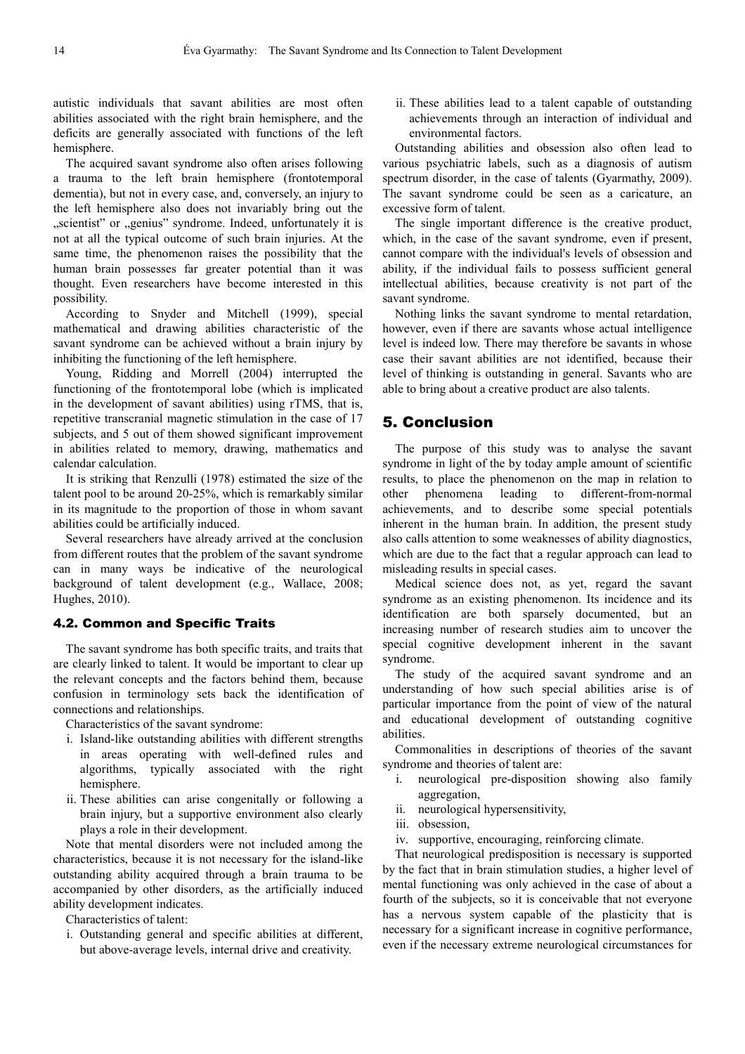autistic individuals that savant abilities are most often abilities associated with the right brain hemisphere, and the deficits are generally associated with functions of the left hemisphere.

The acquired savant syndrome also often arises following a trauma to the left brain hemisphere (frontotemporal dementia), but not in every case, and, conversely, an injury to the left hemisphere also does not invariably bring out the „scientist" or „genius" syndrome. Indeed, unfortunately it is not at all the typical outcome of such brain injuries. At the same time, the phenomenon raises the possibility that the human brain possesses far greater potential than it was thought. Even researchers have become interested in this possibility.

According to Snyder and Mitchell (1999), special mathematical and drawing abilities characteristic of the savant syndrome can be achieved without a brain injury by inhibiting the functioning of the left hemisphere.

Young, Ridding and Morrell (2004) interrupted the functioning of the frontotemporal lobe (which is implicated in the development of savant abilities) using rTMS, that is, repetitive transcranial magnetic stimulation in the case of 17 subjects, and 5 out of them showed significant improvement in abilities related to memory, drawing, mathematics and calendar calculation.

It is striking that Renzulli (1978) estimated the size of the talent pool to be around 20-25%, which is remarkably similar in its magnitude to the proportion of those in whom savant abilities could be artificially induced.

Several researchers have already arrived at the conclusion from different routes that the problem of the savant syndrome can in many ways be indicative of the neurological background of talent development (e.g., Wallace, 2008; Hughes, 2010).

### 4.2. Common and Specific Traits

The savant syndrome has both specific traits, and traits that are clearly linked to talent. It would be important to clear up the relevant concepts and the factors behind them, because confusion in terminology sets back the identification of connections and relationships.

Characteristics of the savant syndrome:

i. Island-like outstanding abilities with different strengths in areas operating with well-defined rules and algorithms, typically associated with the right hemisphere.
ii. These abilities can arise congenitally or following a brain injury, but a supportive environment also clearly plays a role in their development.

Note that mental disorders were not included among the characteristics, because it is not necessary for the island-like outstanding ability acquired through a brain trauma to be accompanied by other disorders, as the artificially induced ability development indicates.

Characteristics of talent:

i. Outstanding general and specific abilities at different, but above-average levels, internal drive and creativity.
ii. These abilities lead to a talent capable of outstanding achievements through an interaction of individual and environmental factors.

Outstanding abilities and obsession also often lead to various psychiatric labels, such as a diagnosis of autism spectrum disorder, in the case of talents (Gyarmathy, 2009). The savant syndrome could be seen as a caricature, an excessive form of talent.

The single important difference is the creative product, which, in the case of the savant syndrome, even if present, cannot compare with the individual's levels of obsession and ability, if the individual fails to possess sufficient general intellectual abilities, because creativity is not part of the savant syndrome.

Nothing links the savant syndrome to mental retardation, however, even if there are savants whose actual intelligence level is indeed low. There may therefore be savants in whose case their savant abilities are not identified, because their level of thinking is outstanding in general. Savants who are able to bring about a creative product are also talents.

## 5. Conclusion

The purpose of this study was to analyse the savant syndrome in light of the by today ample amount of scientific results, to place the phenomenon on the map in relation to other phenomena leading to different-from-normal achievements, and to describe some special potentials inherent in the human brain. In addition, the present study also calls attention to some weaknesses of ability diagnostics, which are due to the fact that a regular approach can lead to misleading results in special cases.

Medical science does not, as yet, regard the savant syndrome as an existing phenomenon. Its incidence and its identification are both sparsely documented, but an increasing number of research studies aim to uncover the special cognitive development inherent in the savant syndrome.

The study of the acquired savant syndrome and an understanding of how such special abilities arise is of particular importance from the point of view of the natural and educational development of outstanding cognitive abilities.

Commonalities in descriptions of theories of the savant syndrome and theories of talent are:

i. neurological pre-disposition showing also family aggregation,
ii. neurological hypersensitivity,
iii. obsession,
iv. supportive, encouraging, reinforcing climate.

That neurological predisposition is necessary is supported by the fact that in brain stimulation studies, a higher level of mental functioning was only achieved in the case of about a fourth of the subjects, so it is conceivable that not everyone has a nervous system capable of the plasticity that is necessary for a significant increase in cognitive performance, even if the necessary extreme neurological circumstances for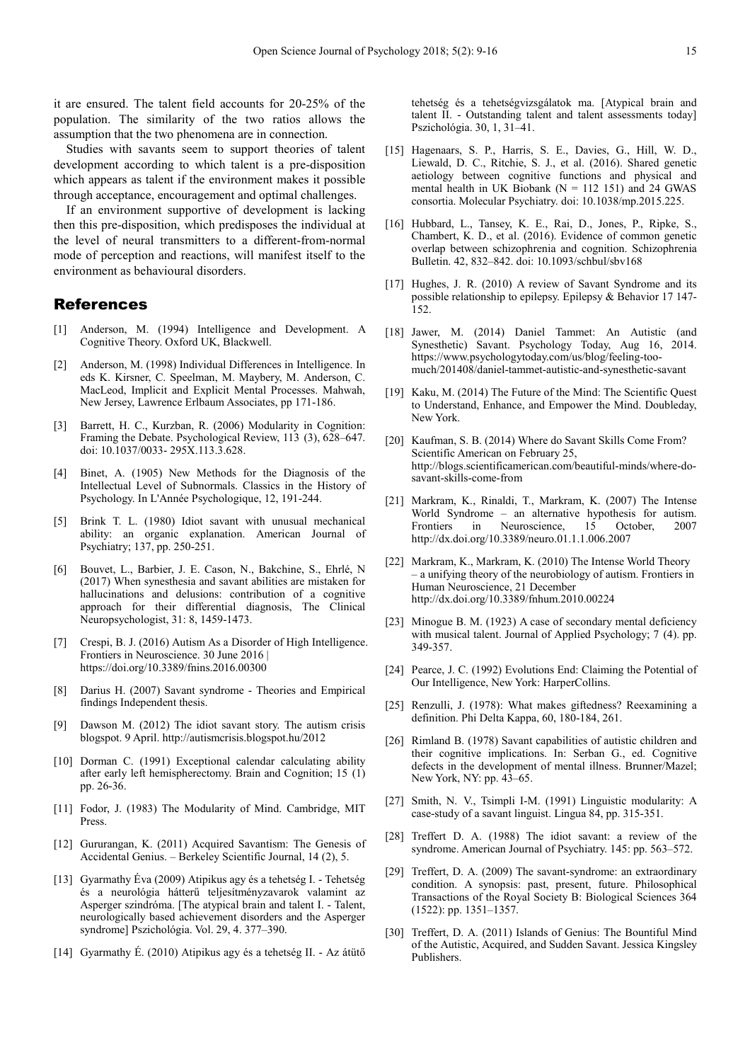it are ensured. The talent field accounts for 20-25% of the population. The similarity of the two ratios allows the assumption that the two phenomena are in connection.

Studies with savants seem to support theories of talent development according to which talent is a pre-disposition which appears as talent if the environment makes it possible through acceptance, encouragement and optimal challenges.

If an environment supportive of development is lacking then this pre-disposition, which predisposes the individual at the level of neural transmitters to a different-from-normal mode of perception and reactions, will manifest itself to the environment as behavioural disorders.

## References

[1] Anderson, M. (1994) Intelligence and Development. A Cognitive Theory. Oxford UK, Blackwell.

[2] Anderson, M. (1998) Individual Differences in Intelligence. In eds K. Kirsner, C. Speelman, M. Maybery, M. Anderson, C. MacLeod, Implicit and Explicit Mental Processes. Mahwah, New Jersey, Lawrence Erlbaum Associates, pp 171-186.

[3] Barrett, H. C., Kurzban, R. (2006) Modularity in Cognition: Framing the Debate. Psychological Review, 113 (3), 628–647. doi: 10.1037/0033- 295X.113.3.628.

[4] Binet, A. (1905) New Methods for the Diagnosis of the Intellectual Level of Subnormals. Classics in the History of Psychology. In L'Année Psychologique, 12, 191-244.

[5] Brink T. L. (1980) Idiot savant with unusual mechanical ability: an organic explanation. American Journal of Psychiatry; 137, pp. 250-251.

[6] Bouvet, L., Barbier, J. E. Cason, N., Bakchine, S., Ehrlé, N (2017) When synesthesia and savant abilities are mistaken for hallucinations and delusions: contribution of a cognitive approach for their differential diagnosis, The Clinical Neuropsychologist, 31: 8, 1459-1473.

[7] Crespi, B. J. (2016) Autism As a Disorder of High Intelligence. Frontiers in Neuroscience. 30 June 2016 | https://doi.org/10.3389/fnins.2016.00300

[8] Darius H. (2007) Savant syndrome - Theories and Empirical findings Independent thesis.

[9] Dawson M. (2012) The idiot savant story. The autism crisis blogspot. 9 April. http://autismcrisis.blogspot.hu/2012

[10] Dorman C. (1991) Exceptional calendar calculating ability after early left hemispherectomy. Brain and Cognition; 15 (1) pp. 26-36.

[11] Fodor, J. (1983) The Modularity of Mind. Cambridge, MIT Press.

[12] Gururangan, K. (2011) Acquired Savantism: The Genesis of Accidental Genius. – Berkeley Scientific Journal, 14 (2), 5.

[13] Gyarmathy Éva (2009) Atipikus agy és a tehetség I. - Tehetség és a neurológia hátterű teljesítményzavarok valamint az Asperger szindróma. [The atypical brain and talent I. - Talent, neurologically based achievement disorders and the Asperger syndrome] Pszichológia. Vol. 29, 4. 377–390.

[14] Gyarmathy É. (2010) Atipikus agy és a tehetség II. - Az átütő tehetség és a tehetségvizsgálatok ma. [Atypical brain and talent II. - Outstanding talent and talent assessments today] Pszichológia. 30, 1, 31–41.

[15] Hagenaars, S. P., Harris, S. E., Davies, G., Hill, W. D., Liewald, D. C., Ritchie, S. J., et al. (2016). Shared genetic aetiology between cognitive functions and physical and mental health in UK Biobank (N = 112 151) and 24 GWAS consortia. Molecular Psychiatry. doi: 10.1038/mp.2015.225.

[16] Hubbard, L., Tansey, K. E., Rai, D., Jones, P., Ripke, S., Chambert, K. D., et al. (2016). Evidence of common genetic overlap between schizophrenia and cognition. Schizophrenia Bulletin. 42, 832–842. doi: 10.1093/schbul/sbv168

[17] Hughes, J. R. (2010) A review of Savant Syndrome and its possible relationship to epilepsy. Epilepsy & Behavior 17 147-152.

[18] Jawer, M. (2014) Daniel Tammet: An Autistic (and Synesthetic) Savant. Psychology Today, Aug 16, 2014. https://www.psychologytoday.com/us/blog/feeling-too-much/201408/daniel-tammet-autistic-and-synesthetic-savant

[19] Kaku, M. (2014) The Future of the Mind: The Scientific Quest to Understand, Enhance, and Empower the Mind. Doubleday, New York.

[20] Kaufman, S. B. (2014) Where do Savant Skills Come From? Scientific American on February 25, http://blogs.scientificamerican.com/beautiful-minds/where-do-savant-skills-come-from

[21] Markram, K., Rinaldi, T., Markram, K. (2007) The Intense World Syndrome – an alternative hypothesis for autism. Frontiers in Neuroscience, 15 October, 2007 http://dx.doi.org/10.3389/neuro.01.1.1.006.2007

[22] Markram, K., Markram, K. (2010) The Intense World Theory – a unifying theory of the neurobiology of autism. Frontiers in Human Neuroscience, 21 December http://dx.doi.org/10.3389/fnhum.2010.00224

[23] Minogue B. M. (1923) A case of secondary mental deficiency with musical talent. Journal of Applied Psychology; 7 (4). pp. 349-357.

[24] Pearce, J. C. (1992) Evolutions End: Claiming the Potential of Our Intelligence, New York: HarperCollins.

[25] Renzulli, J. (1978): What makes giftedness? Reexamining a definition. Phi Delta Kappa, 60, 180-184, 261.

[26] Rimland B. (1978) Savant capabilities of autistic children and their cognitive implications. In: Serban G., ed. Cognitive defects in the development of mental illness. Brunner/Mazel; New York, NY: pp. 43–65.

[27] Smith, N. V., Tsimpli I-M. (1991) Linguistic modularity: A case-study of a savant linguist. Lingua 84, pp. 315-351.

[28] Treffert D. A. (1988) The idiot savant: a review of the syndrome. American Journal of Psychiatry. 145: pp. 563–572.

[29] Treffert, D. A. (2009) The savant-syndrome: an extraordinary condition. A synopsis: past, present, future. Philosophical Transactions of the Royal Society B: Biological Sciences 364 (1522): pp. 1351–1357.

[30] Treffert, D. A. (2011) Islands of Genius: The Bountiful Mind of the Autistic, Acquired, and Sudden Savant. Jessica Kingsley Publishers.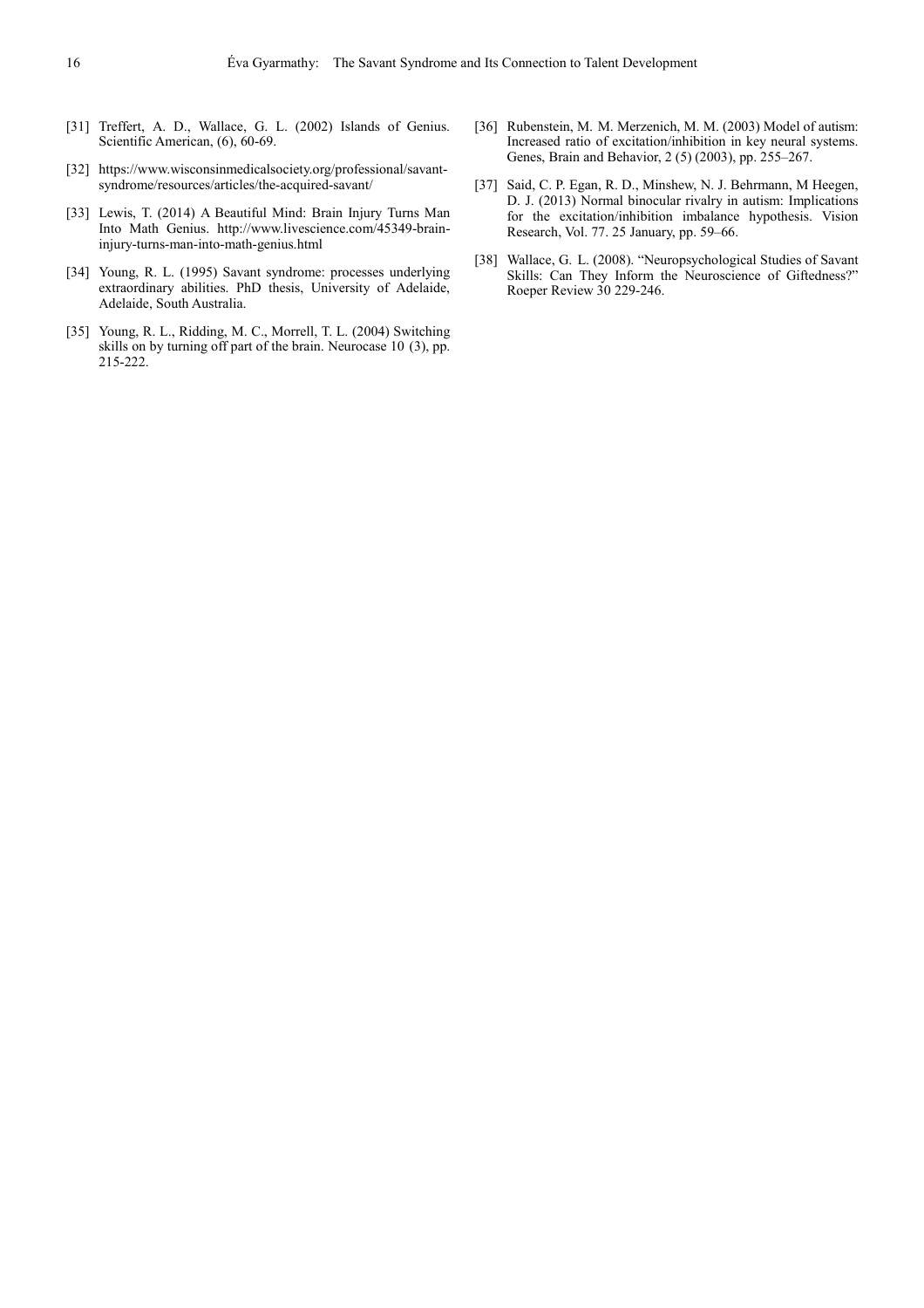[31] Treffert, A. D., Wallace, G. L. (2002) Islands of Genius. Scientific American, (6), 60-69.

[32] https://www.wisconsinmedicalsociety.org/professional/savant-syndrome/resources/articles/the-acquired-savant/

[33] Lewis, T. (2014) A Beautiful Mind: Brain Injury Turns Man Into Math Genius. http://www.livescience.com/45349-brain-injury-turns-man-into-math-genius.html

[34] Young, R. L. (1995) Savant syndrome: processes underlying extraordinary abilities. PhD thesis, University of Adelaide, Adelaide, South Australia.

[35] Young, R. L., Ridding, M. C., Morrell, T. L. (2004) Switching skills on by turning off part of the brain. Neurocase 10 (3), pp. 215-222.

[36] Rubenstein, M. M. Merzenich, M. M. (2003) Model of autism: Increased ratio of excitation/inhibition in key neural systems. Genes, Brain and Behavior, 2 (5) (2003), pp. 255–267.

[37] Said, C. P. Egan, R. D., Minshew, N. J. Behrmann, M Heegen, D. J. (2013) Normal binocular rivalry in autism: Implications for the excitation/inhibition imbalance hypothesis. Vision Research, Vol. 77. 25 January, pp. 59–66.

[38] Wallace, G. L. (2008). "Neuropsychological Studies of Savant Skills: Can They Inform the Neuroscience of Giftedness?" Roeper Review 30 229-246.